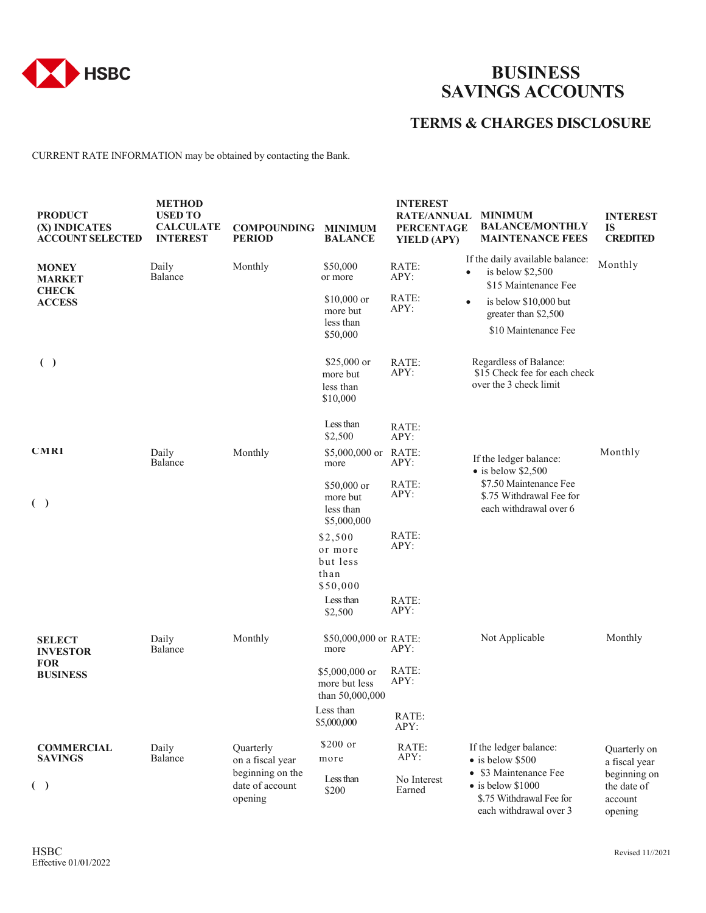HSBC

# BUSINESS SAVINGS ACCOUNTS

## TERMS & CHARGES DISCLOSURE

CURRENT RATE INFORMATION may be obtained by contacting the Bank.

| PRODUCT (X) INDICATES ACCOUNT SELECTED | METHOD USED TO CALCULATE INTEREST | COMPOUNDING PERIOD | MINIMUM BALANCE | INTEREST RATE/ANNUAL PERCENTAGE YIELD (APY) | MINIMUM BALANCE/MONTHLY MAINTENANCE FEES | INTEREST IS CREDITED |
|---|---|---|---|---|---|---|
| **MONEY MARKET CHECK ACCESS** | Daily Balance | Monthly | $50,000 or more | RATE: APY: | If the daily available balance: • is below $2,500 $15 Maintenance Fee • is below $10,000 but greater than $2,500 $10 Maintenance Fee | Monthly |
| | | | $10,000 or more but less than $50,000 | RATE: APY: | | |
| ( ) | | | $25,000 or more but less than $10,000 | RATE: APY: | Regardless of Balance: $15 Check fee for each check over the 3 check limit | |
| | | | Less than $2,500 | RATE: APY: | | |
| **CMRI** ( ) | Daily Balance | Monthly | $5,000,000 or more | RATE: APY: | If the ledger balance: • is below $2,500 $7.50 Maintenance Fee $.75 Withdrawal Fee for each withdrawal over 6 | Monthly |
| | | | $50,000 or more but less than $5,000,000 | RATE: APY: | | |
| | | | $2,500 or more but less than $50,000 | RATE: APY: | | |
| | | | Less than $2,500 | RATE: APY: | | |
| **SELECT INVESTOR FOR BUSINESS** | Daily Balance | Monthly | $50,000,000 or more | RATE: APY: | Not Applicable | Monthly |
| | | | $5,000,000 or more but less than 50,000,000 | RATE: APY: | | |
| | | | Less than $5,000,000 | RATE: APY: | | |
| **COMMERCIAL SAVINGS** ( ) | Daily Balance | Quarterly on a fiscal year beginning on the date of account opening | $200 or more | RATE: APY: | If the ledger balance: • is below $500 • $3 Maintenance Fee • is below $1000 $.75 Withdrawal Fee for each withdrawal over 3 | Quarterly on a fiscal year beginning on the date of account opening |
| | | | Less than $200 | No Interest Earned | | |

HSBC
Effective 01/01/2022

Revised 11//2021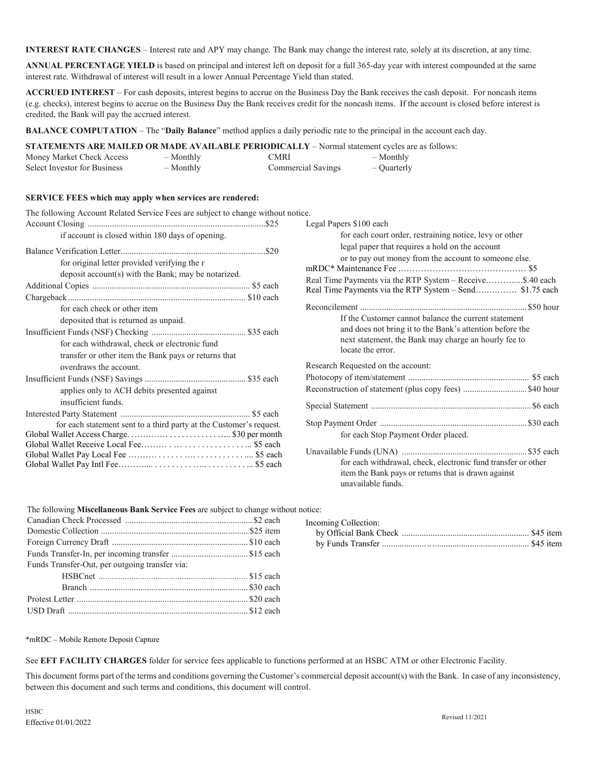**INTEREST RATE CHANGES** – Interest rate and APY may change. The Bank may change the interest rate, solely at its discretion, at any time.

**ANNUAL PERCENTAGE YIELD** is based on principal and interest left on deposit for a full 365-day year with interest compounded at the same interest rate. Withdrawal of interest will result in a lower Annual Percentage Yield than stated.

**ACCRUED INTEREST** – For cash deposits, interest begins to accrue on the Business Day the Bank receives the cash deposit. For noncash items (e.g. checks), interest begins to accrue on the Business Day the Bank receives credit for the noncash items. If the account is closed before interest is credited, the Bank will pay the accrued interest.

**BALANCE COMPUTATION** – The "**Daily Balance**" method applies a daily periodic rate to the principal in the account each day.

**STATEMENTS ARE MAILED OR MADE AVAILABLE PERIODICALLY** – Normal statement cycles are as follows:

| | | | |
|---|---|---|---|
| Money Market Check Access | – Monthly | CMRI | – Monthly |
| Select Investor for Business | – Monthly | Commercial Savings | – Quarterly |

**SERVICE FEES which may apply when services are rendered:**

The following Account Related Service Fees are subject to change without notice.

Account Closing ........ $25
if account is closed within 180 days of opening.

Balance Verification Letter ........ $20
for original letter provided verifying the r deposit account(s) with the Bank; may be notarized.

Additional Copies ........ $5 each

Chargeback ........ $10 each
for each check or other item deposited that is returned as unpaid.

Insufficient Funds (NSF) Checking ........ $35 each
for each withdrawal, check or electronic fund transfer or other item the Bank pays or returns that overdraws the account.

Insufficient Funds (NSF) Savings ........ $35 each
applies only to ACH debits presented against insufficient funds.

Interested Party Statement ........ $5 each
for each statement sent to a third party at the Customer's request.

Global Wallet Access Charge. ........ $30 per month

Global Wallet Receive Local Fee ........ $5 each

Global Wallet Pay Local Fee ........ $5 each

Global Wallet Pay Intl Fee ........ $5 each

Legal Papers $100 each
for each court order, restraining notice, levy or other legal paper that requires a hold on the account or to pay out money from the account to someone else.

mRDC* Maintenance Fee ........ $5

Real Time Payments via the RTP System – Receive ........ $.40 each

Real Time Payments via the RTP System – Send ........ $1.75 each

Reconcilement ........ $50 hour
If the Customer cannot balance the current statement and does not bring it to the Bank's attention before the next statement, the Bank may charge an hourly fee to locate the error.

Research Requested on the account:

Photocopy of item/statement ........ $5 each

Reconstruction of statement (plus copy fees) ........ $40 hour

Special Statement ........ $6 each

Stop Payment Order ........ $30 each
for each Stop Payment Order placed.

Unavailable Funds (UNA) ........ $35 each
for each withdrawal, check, electronic fund transfer or other item the Bank pays or returns that is drawn against unavailable funds.

The following **Miscellaneous Bank Service Fees** are subject to change without notice:

Canadian Check Processed ........ $2 each

Domestic Collection ........ $25 item

Foreign Currency Draft ........ $10 each

Funds Transfer-In, per incoming transfer ........ $15 each

Funds Transfer-Out, per outgoing transfer via:

- HSBCnet ........ $15 each
- Branch ........ $30 each

Protest Letter ........ $20 each

USD Draft ........ $12 each

Incoming Collection:

- by Official Bank Check ........ $45 item
- by Funds Transfer ........ $45 item

*mRDC – Mobile Remote Deposit Capture

See **EFT FACILITY CHARGES** folder for service fees applicable to functions performed at an HSBC ATM or other Electronic Facility.

This document forms part of the terms and conditions governing the Customer's commercial deposit account(s) with the Bank. In case of any inconsistency, between this document and such terms and conditions, this document will control.

HSBC
Effective 01/01/2022

Revised 11/2021